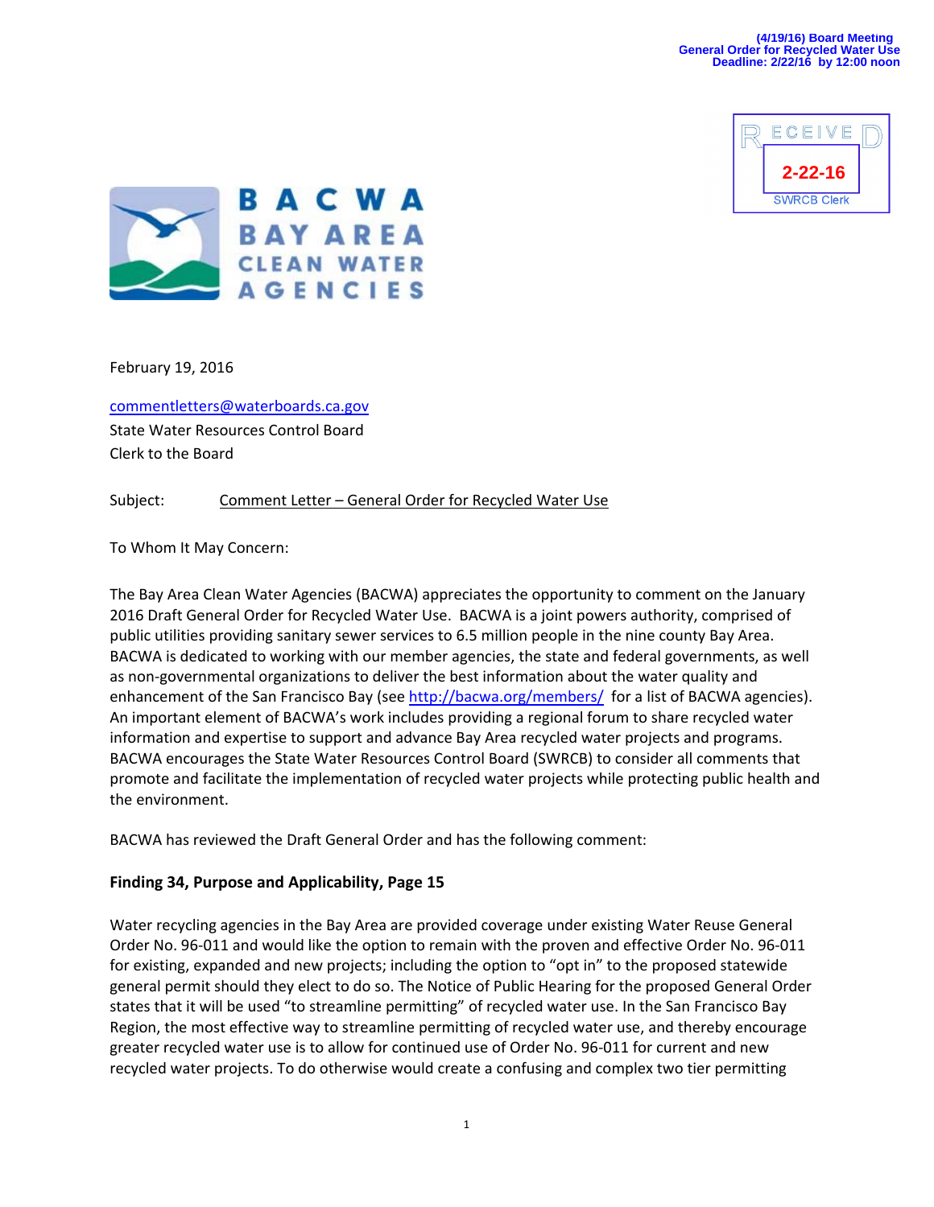(4/19/16) Board Meeting
General Order for Recycled Water Use
Deadline: 2/22/16 by 12:00 noon

RECEIVED
2-22-16
SWRCB Clerk

BACWA
BAY AREA
CLEAN WATER
AGENCIES

February 19, 2016

commentletters@waterboards.ca.gov
State Water Resources Control Board
Clerk to the Board

Subject: Comment Letter – General Order for Recycled Water Use

To Whom It May Concern:

The Bay Area Clean Water Agencies (BACWA) appreciates the opportunity to comment on the January 2016 Draft General Order for Recycled Water Use. BACWA is a joint powers authority, comprised of public utilities providing sanitary sewer services to 6.5 million people in the nine county Bay Area. BACWA is dedicated to working with our member agencies, the state and federal governments, as well as non-governmental organizations to deliver the best information about the water quality and enhancement of the San Francisco Bay (see http://bacwa.org/members/ for a list of BACWA agencies). An important element of BACWA's work includes providing a regional forum to share recycled water information and expertise to support and advance Bay Area recycled water projects and programs. BACWA encourages the State Water Resources Control Board (SWRCB) to consider all comments that promote and facilitate the implementation of recycled water projects while protecting public health and the environment.

BACWA has reviewed the Draft General Order and has the following comment:

**Finding 34, Purpose and Applicability, Page 15**

Water recycling agencies in the Bay Area are provided coverage under existing Water Reuse General Order No. 96-011 and would like the option to remain with the proven and effective Order No. 96-011 for existing, expanded and new projects; including the option to "opt in" to the proposed statewide general permit should they elect to do so. The Notice of Public Hearing for the proposed General Order states that it will be used "to streamline permitting" of recycled water use. In the San Francisco Bay Region, the most effective way to streamline permitting of recycled water use, and thereby encourage greater recycled water use is to allow for continued use of Order No. 96-011 for current and new recycled water projects. To do otherwise would create a confusing and complex two tier permitting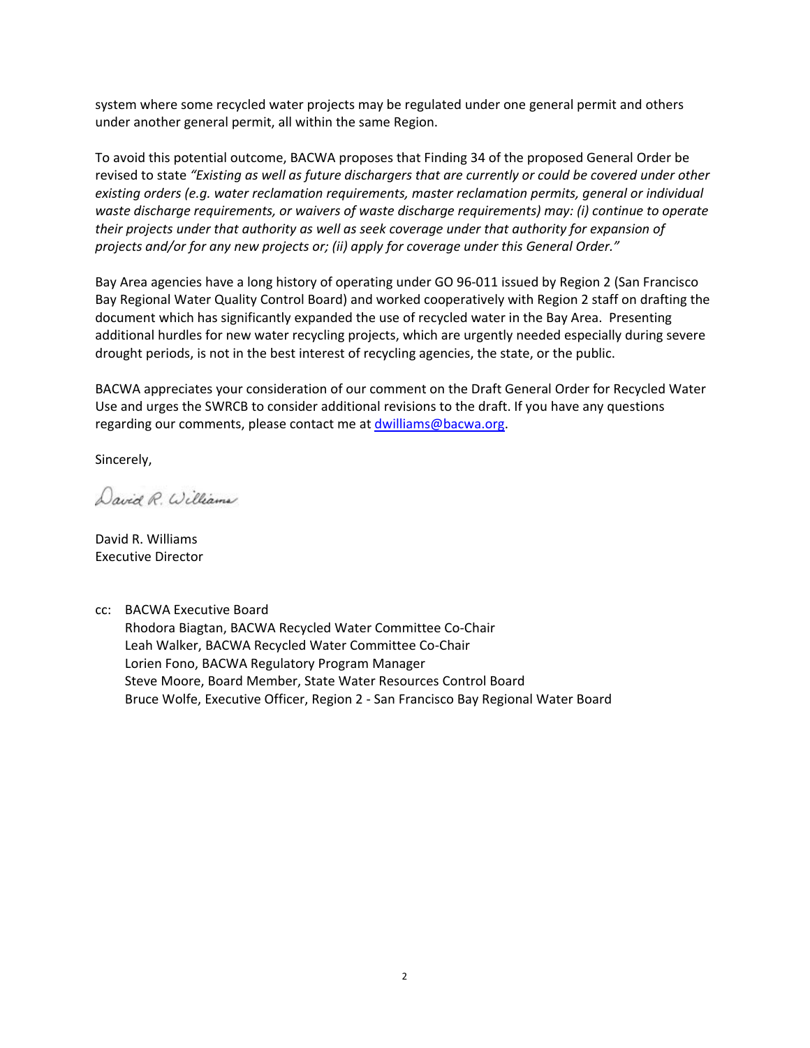system where some recycled water projects may be regulated under one general permit and others under another general permit, all within the same Region.

To avoid this potential outcome, BACWA proposes that Finding 34 of the proposed General Order be revised to state *"Existing as well as future dischargers that are currently or could be covered under other existing orders (e.g. water reclamation requirements, master reclamation permits, general or individual waste discharge requirements, or waivers of waste discharge requirements) may: (i) continue to operate their projects under that authority as well as seek coverage under that authority for expansion of projects and/or for any new projects or; (ii) apply for coverage under this General Order."*

Bay Area agencies have a long history of operating under GO 96-011 issued by Region 2 (San Francisco Bay Regional Water Quality Control Board) and worked cooperatively with Region 2 staff on drafting the document which has significantly expanded the use of recycled water in the Bay Area. Presenting additional hurdles for new water recycling projects, which are urgently needed especially during severe drought periods, is not in the best interest of recycling agencies, the state, or the public.

BACWA appreciates your consideration of our comment on the Draft General Order for Recycled Water Use and urges the SWRCB to consider additional revisions to the draft. If you have any questions regarding our comments, please contact me at dwilliams@bacwa.org.

Sincerely,

David R. Williams

David R. Williams
Executive Director

cc: BACWA Executive Board
Rhodora Biagtan, BACWA Recycled Water Committee Co-Chair
Leah Walker, BACWA Recycled Water Committee Co-Chair
Lorien Fono, BACWA Regulatory Program Manager
Steve Moore, Board Member, State Water Resources Control Board
Bruce Wolfe, Executive Officer, Region 2 - San Francisco Bay Regional Water Board